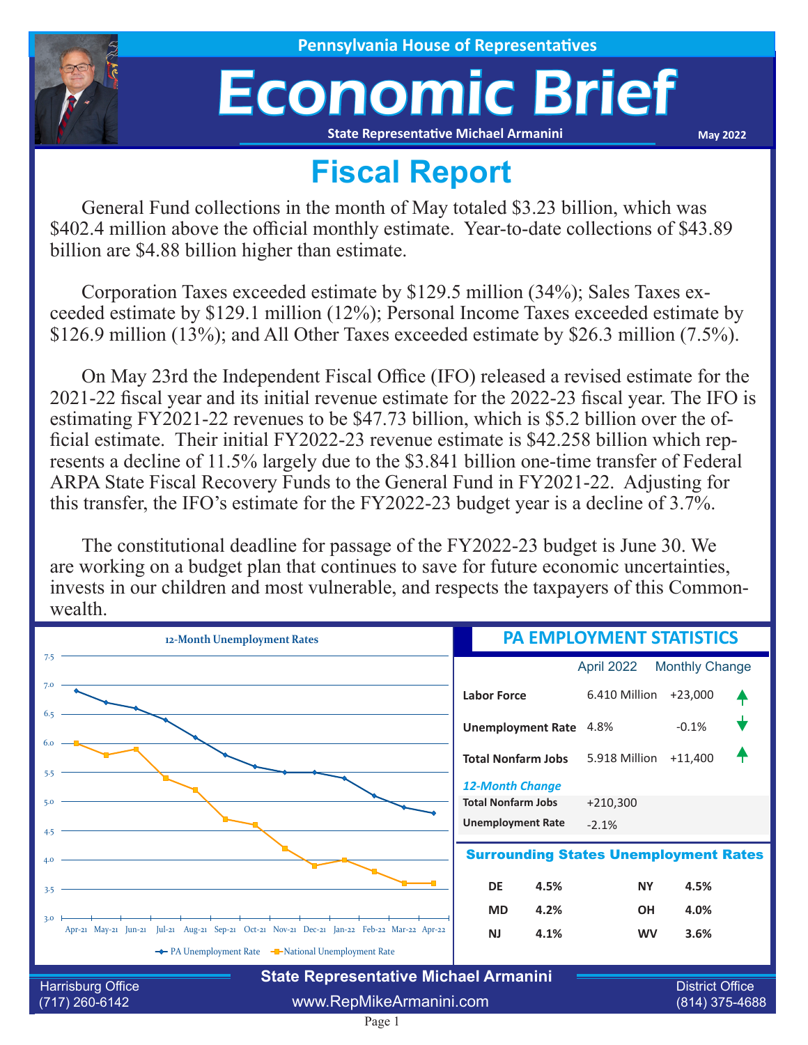Pennsylvania House of Representatives

# Economic Brief

State Representative Michael Armanini

May 2022

## Fiscal Report

General Fund collections in the month of May totaled $3.23 billion, which was $402.4 million above the official monthly estimate. Year-to-date collections of $43.89 billion are $4.88 billion higher than estimate.

Corporation Taxes exceeded estimate by $129.5 million (34%); Sales Taxes exceeded estimate by $129.1 million (12%); Personal Income Taxes exceeded estimate by $126.9 million (13%); and All Other Taxes exceeded estimate by $26.3 million (7.5%).

On May 23rd the Independent Fiscal Office (IFO) released a revised estimate for the 2021-22 fiscal year and its initial revenue estimate for the 2022-23 fiscal year. The IFO is estimating FY2021-22 revenues to be $47.73 billion, which is $5.2 billion over the official estimate. Their initial FY2022-23 revenue estimate is $42.258 billion which represents a decline of 11.5% largely due to the $3.841 billion one-time transfer of Federal ARPA State Fiscal Recovery Funds to the General Fund in FY2021-22. Adjusting for this transfer, the IFO's estimate for the FY2022-23 budget year is a decline of 3.7%.

The constitutional deadline for passage of the FY2022-23 budget is June 30. We are working on a budget plan that continues to save for future economic uncertainties, invests in our children and most vulnerable, and respects the taxpayers of this Commonwealth.

### 12-Month Unemployment Rates

| Month | PA Unemployment Rate | National Unemployment Rate |
|---|---|---|
| Apr-21 | 6.9 | 6.0 |
| May-21 | 6.7 | 5.8 |
| Jun-21 | 6.6 | 5.9 |
| Jul-21 | 6.4 | 5.4 |
| Aug-21 | 6.1 | 5.2 |
| Sep-21 | 5.8 | 4.7 |
| Oct-21 | 5.6 | 4.6 |
| Nov-21 | 5.5 | 4.2 |
| Dec-21 | 5.5 | 3.9 |
| Jan-22 | 5.4 | 4.0 |
| Feb-22 | 5.1 | 3.8 |
| Mar-22 | 4.9 | 3.6 |
| Apr-22 | 4.8 | 3.6 |

### PA EMPLOYMENT STATISTICS

| | April 2022 | Monthly Change |
|---|---|---|
| **Labor Force** | 6.410 Million | +23,000 ↑ |
| **Unemployment Rate** | 4.8% | -0.1% ↓ |
| **Total Nonfarm Jobs** | 5.918 Million | +11,400 ↑ |

*12-Month Change*

| | |
|---|---|
| **Total Nonfarm Jobs** | +210,300 |
| **Unemployment Rate** | -2.1% |

### Surrounding States Unemployment Rates

| State | Rate | State | Rate |
|---|---|---|---|
| DE | 4.5% | NY | 4.5% |
| MD | 4.2% | OH | 4.0% |
| NJ | 4.1% | WV | 3.6% |

State Representative Michael Armanini

Harrisburg Office (717) 260-6142 | www.RepMikeArmanini.com | District Office (814) 375-4688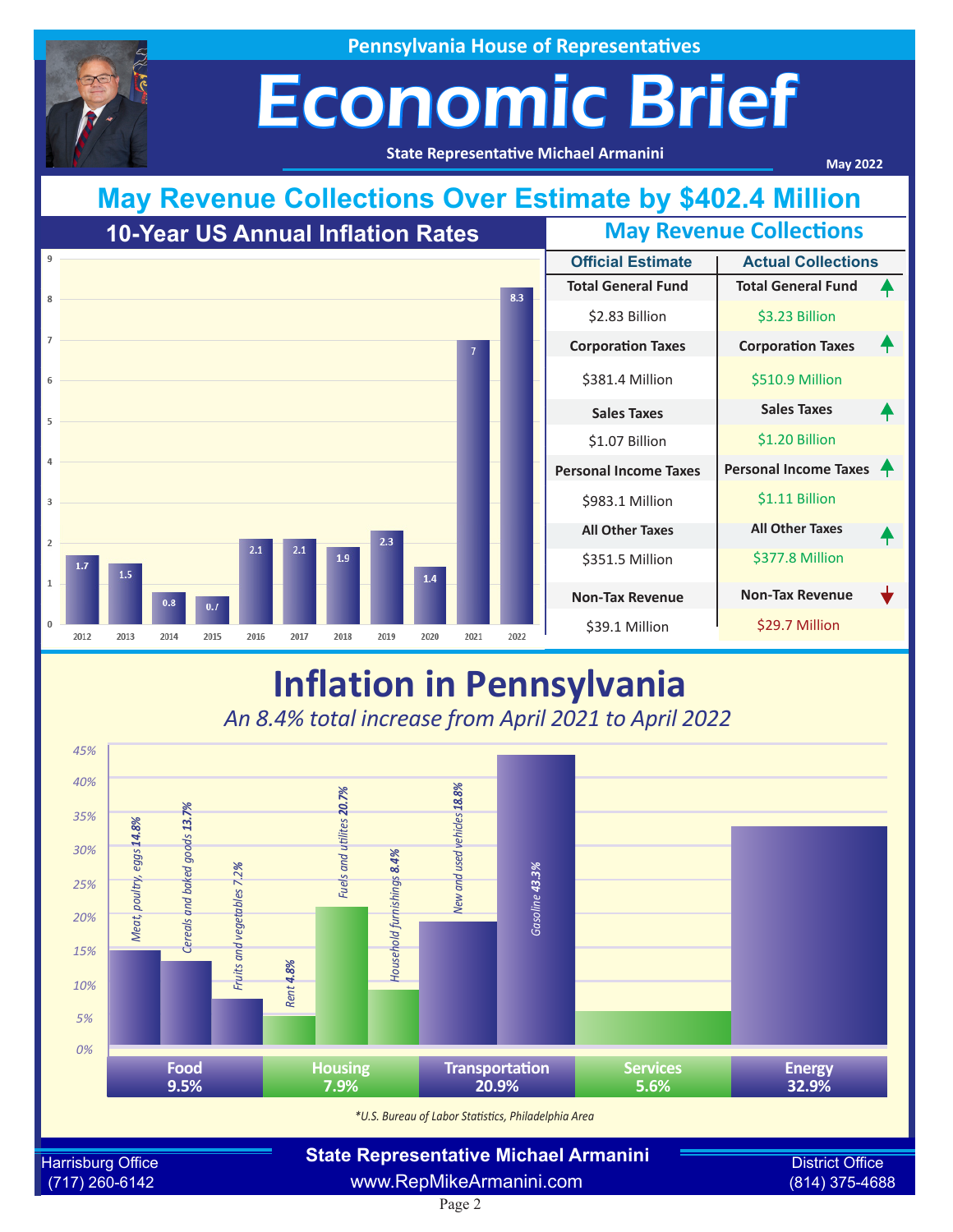Pennsylvania House of Representatives

# Economic Brief

State Representative Michael Armanini

May 2022

## May Revenue Collections Over Estimate by $402.4 Million

### 10-Year US Annual Inflation Rates

9
8
7
6
5
4
3
2
1
0

1.7
1.5
0.8
0.7
2.1
2.1
1.9
2.3
1.4
7
8.3

2012 2013 2014 2015 2016 2017 2018 2019 2020 2021 2022

### May Revenue Collections

| Official Estimate | Actual Collections |
|---|---|
| **Total General Fund** | **Total General Fund** ↑ |
| $2.83 Billion | $3.23 Billion |
| **Corporation Taxes** | **Corporation Taxes** ↑ |
| $381.4 Million | $510.9 Million |
| **Sales Taxes** | **Sales Taxes** ↑ |
| $1.07 Billion | $1.20 Billion |
| **Personal Income Taxes** | **Personal Income Taxes** ↑ |
| $983.1 Million | $1.11 Billion |
| **All Other Taxes** | **All Other Taxes** ↑ |
| $351.5 Million | $377.8 Million |
| **Non-Tax Revenue** | **Non-Tax Revenue** ↓ |
| $39.1 Million | $29.7 Million |

## Inflation in Pennsylvania

*An 8.4% total increase from April 2021 to April 2022*

45%
40%
35%
30%
25%
20%
15%
10%
5%
0%

*Meat, poultry, eggs* ***14.8%***
*Cereals and baked goods* ***13.7%***
*Fruits and vegetables* *7.2%*
*Rent* ***4.8%***
*Fuels and utilites* ***20.7%***
*Household furnishings* ***8.4%***
*New and used vehicles* ***18.8%***
*Gasoline* ***43.3%***

**Food**
**9.5%**

**Housing**
**7.9%**

**Transportation**
**20.9%**

**Services**
**5.6%**

**Energy**
**32.9%**

*\*U.S. Bureau of Labor Statistics, Philadelphia Area*

Harrisburg Office
(717) 260-6142

**State Representative Michael Armanini**
www.RepMikeArmanini.com

District Office
(814) 375-4688